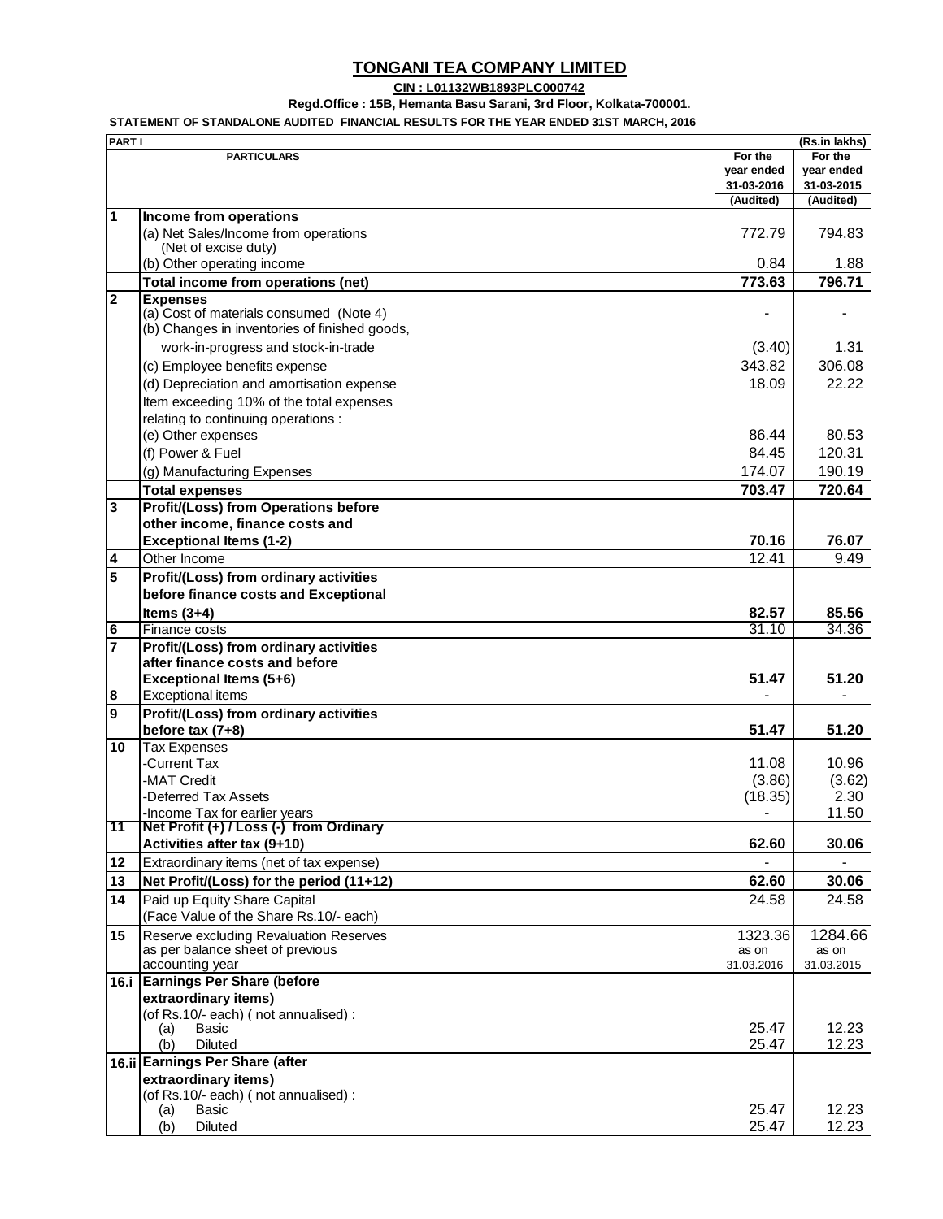# TONGANI TEA COMPANY LIMITED

**CIN : L01132WB1893PLC000742**

**Regd.Office : 15B, Hemanta Basu Sarani, 3rd Floor, Kolkata-700001.**

**STATEMENT OF STANDALONE AUDITED FINANCIAL RESULTS FOR THE YEAR ENDED 31ST MARCH, 2016**

**PART I** (Rs.in lakhs)

| | PARTICULARS | For the year ended 31-03-2016 (Audited) | For the year ended 31-03-2015 (Audited) |
|---|---|---|---|
| **1** | **Income from operations** | | |
| | (a) Net Sales/Income from operations (Net of excise duty) | 772.79 | 794.83 |
| | (b) Other operating income | 0.84 | 1.88 |
| | **Total income from operations (net)** | **773.63** | **796.71** |
| **2** | **Expenses** | | |
| | (a) Cost of materials consumed (Note 4) | - | - |
| | (b) Changes in inventories of finished goods, work-in-progress and stock-in-trade | (3.40) | 1.31 |
| | (c) Employee benefits expense | 343.82 | 306.08 |
| | (d) Depreciation and amortisation expense | 18.09 | 22.22 |
| | Item exceeding 10% of the total expenses relating to continuing operations : | | |
| | (e) Other expenses | 86.44 | 80.53 |
| | (f) Power & Fuel | 84.45 | 120.31 |
| | (g) Manufacturing Expenses | 174.07 | 190.19 |
| | **Total expenses** | **703.47** | **720.64** |
| **3** | **Profit/(Loss) from Operations before other income, finance costs and Exceptional Items (1-2)** | **70.16** | **76.07** |
| **4** | Other Income | 12.41 | 9.49 |
| **5** | **Profit/(Loss) from ordinary activities before finance costs and Exceptional Items (3+4)** | **82.57** | **85.56** |
| **6** | Finance costs | 31.10 | 34.36 |
| **7** | **Profit/(Loss) from ordinary activities after finance costs and before Exceptional Items (5+6)** | **51.47** | **51.20** |
| **8** | Exceptional items | - | - |
| **9** | **Profit/(Loss) from ordinary activities before tax (7+8)** | **51.47** | **51.20** |
| **10** | Tax Expenses | | |
| | -Current Tax | 11.08 | 10.96 |
| | -MAT Credit | (3.86) | (3.62) |
| | -Deferred Tax Assets | (18.35) | 2.30 |
| | -Income Tax for earlier years | - | 11.50 |
| **11** | **Net Profit (+) / Loss (-) from Ordinary Activities after tax (9+10)** | **62.60** | **30.06** |
| **12** | Extraordinary items (net of tax expense) | - | - |
| **13** | **Net Profit/(Loss) for the period (11+12)** | **62.60** | **30.06** |
| **14** | Paid up Equity Share Capital (Face Value of the Share Rs.10/- each) | 24.58 | 24.58 |
| **15** | Reserve excluding Revaluation Reserves as per balance sheet of previous accounting year | 1323.36 as on 31.03.2016 | 1284.66 as on 31.03.2015 |
| **16.i** | **Earnings Per Share (before extraordinary items)** (of Rs.10/- each) ( not annualised) : | | |
| | (a) Basic | 25.47 | 12.23 |
| | (b) Diluted | 25.47 | 12.23 |
| **16.ii** | **Earnings Per Share (after extraordinary items)** (of Rs.10/- each) ( not annualised) : | | |
| | (a) Basic | 25.47 | 12.23 |
| | (b) Diluted | 25.47 | 12.23 |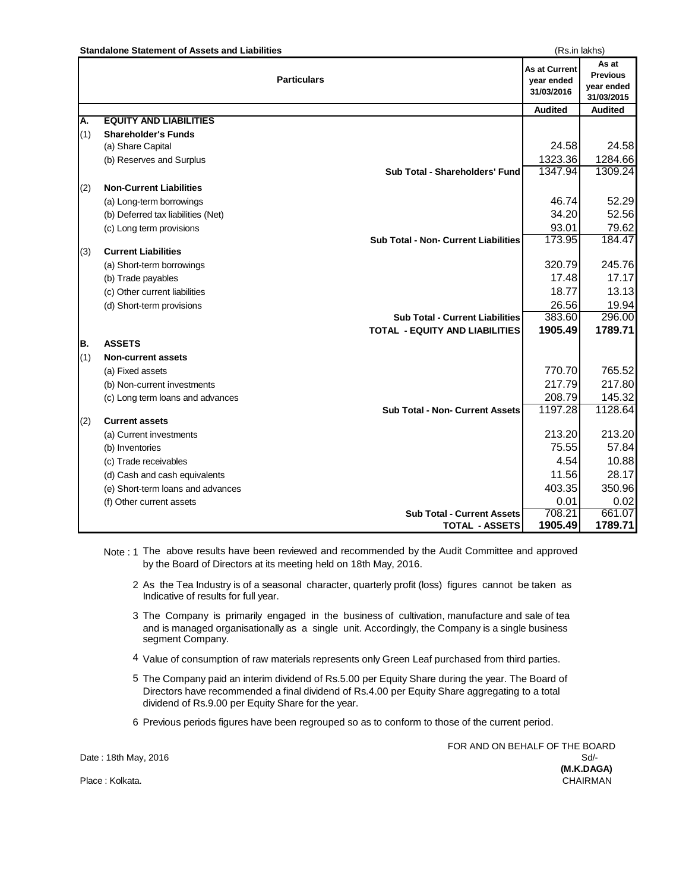**Standalone Statement of Assets and Liabilities** (Rs.in lakhs)

| | Particulars | As at Current year ended 31/03/2016 | As at Previous year ended 31/03/2015 |
|---|---|---|---|
| | | **Audited** | **Audited** |
| **A.** | **EQUITY AND LIABILITIES** | | |
| (1) | **Shareholder's Funds** | | |
| | (a) Share Capital | 24.58 | 24.58 |
| | (b) Reserves and Surplus | 1323.36 | 1284.66 |
| | **Sub Total - Shareholders' Fund** | 1347.94 | 1309.24 |
| (2) | **Non-Current Liabilities** | | |
| | (a) Long-term borrowings | 46.74 | 52.29 |
| | (b) Deferred tax liabilities (Net) | 34.20 | 52.56 |
| | (c) Long term provisions | 93.01 | 79.62 |
| | **Sub Total - Non- Current Liabilities** | 173.95 | 184.47 |
| (3) | **Current Liabilities** | | |
| | (a) Short-term borrowings | 320.79 | 245.76 |
| | (b) Trade payables | 17.48 | 17.17 |
| | (c) Other current liabilities | 18.77 | 13.13 |
| | (d) Short-term provisions | 26.56 | 19.94 |
| | **Sub Total - Current Liabilities** | 383.60 | 296.00 |
| | **TOTAL - EQUITY AND LIABILITIES** | **1905.49** | **1789.71** |
| **B.** | **ASSETS** | | |
| (1) | **Non-current assets** | | |
| | (a) Fixed assets | 770.70 | 765.52 |
| | (b) Non-current investments | 217.79 | 217.80 |
| | (c) Long term loans and advances | 208.79 | 145.32 |
| | **Sub Total - Non- Current Assets** | 1197.28 | 1128.64 |
| (2) | **Current assets** | | |
| | (a) Current investments | 213.20 | 213.20 |
| | (b) Inventories | 75.55 | 57.84 |
| | (c) Trade receivables | 4.54 | 10.88 |
| | (d) Cash and cash equivalents | 11.56 | 28.17 |
| | (e) Short-term loans and advances | 403.35 | 350.96 |
| | (f) Other current assets | 0.01 | 0.02 |
| | **Sub Total - Current Assets** | 708.21 | 661.07 |
| | **TOTAL - ASSETS** | **1905.49** | **1789.71** |

Note : 1 The above results have been reviewed and recommended by the Audit Committee and approved by the Board of Directors at its meeting held on 18th May, 2016.

2 As the Tea Industry is of a seasonal character, quarterly profit (loss) figures cannot be taken as Indicative of results for full year.

3 The Company is primarily engaged in the business of cultivation, manufacture and sale of tea and is managed organisationally as a single unit. Accordingly, the Company is a single business segment Company.

4 Value of consumption of raw materials represents only Green Leaf purchased from third parties.

5 The Company paid an interim dividend of Rs.5.00 per Equity Share during the year. The Board of Directors have recommended a final dividend of Rs.4.00 per Equity Share aggregating to a total dividend of Rs.9.00 per Equity Share for the year.

6 Previous periods figures have been regrouped so as to conform to those of the current period.

FOR AND ON BEHALF OF THE BOARD

Date : 18th May, 2016

Sd/-

**(M.K.DAGA)**

Place : Kolkata.

CHAIRMAN